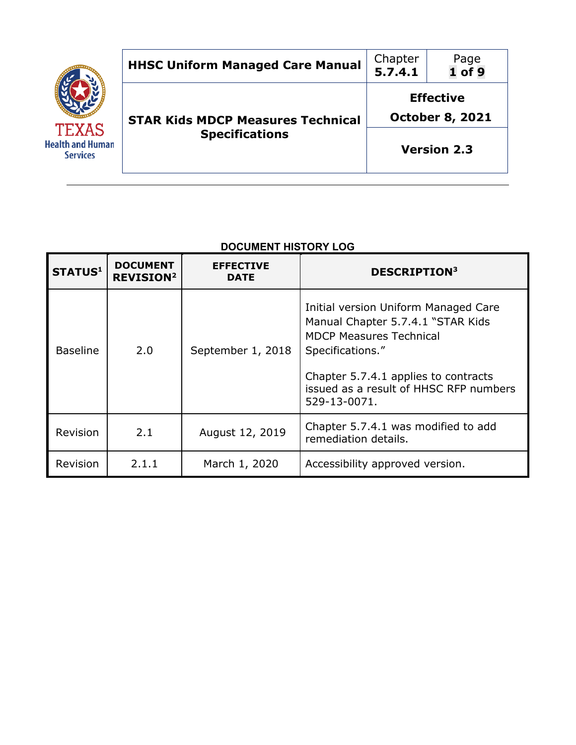| HHSC Uniform Managed Care Manual | Chapter 5.7.4.1 | Page 1 of 9 |
|---|---|---|
| **STAR Kids MDCP Measures Technical Specifications** | **Effective October 8, 2021** | |
| | **Version 2.3** | |

**DOCUMENT HISTORY LOG**

| STATUS[1] | DOCUMENT REVISION[2] | EFFECTIVE DATE | DESCRIPTION[3] |
|---|---|---|---|
| Baseline | 2.0 | September 1, 2018 | Initial version Uniform Managed Care Manual Chapter 5.7.4.1 "STAR Kids MDCP Measures Technical Specifications."<br><br>Chapter 5.7.4.1 applies to contracts issued as a result of HHSC RFP numbers 529-13-0071. |
| Revision | 2.1 | August 12, 2019 | Chapter 5.7.4.1 was modified to add remediation details. |
| Revision | 2.1.1 | March 1, 2020 | Accessibility approved version. |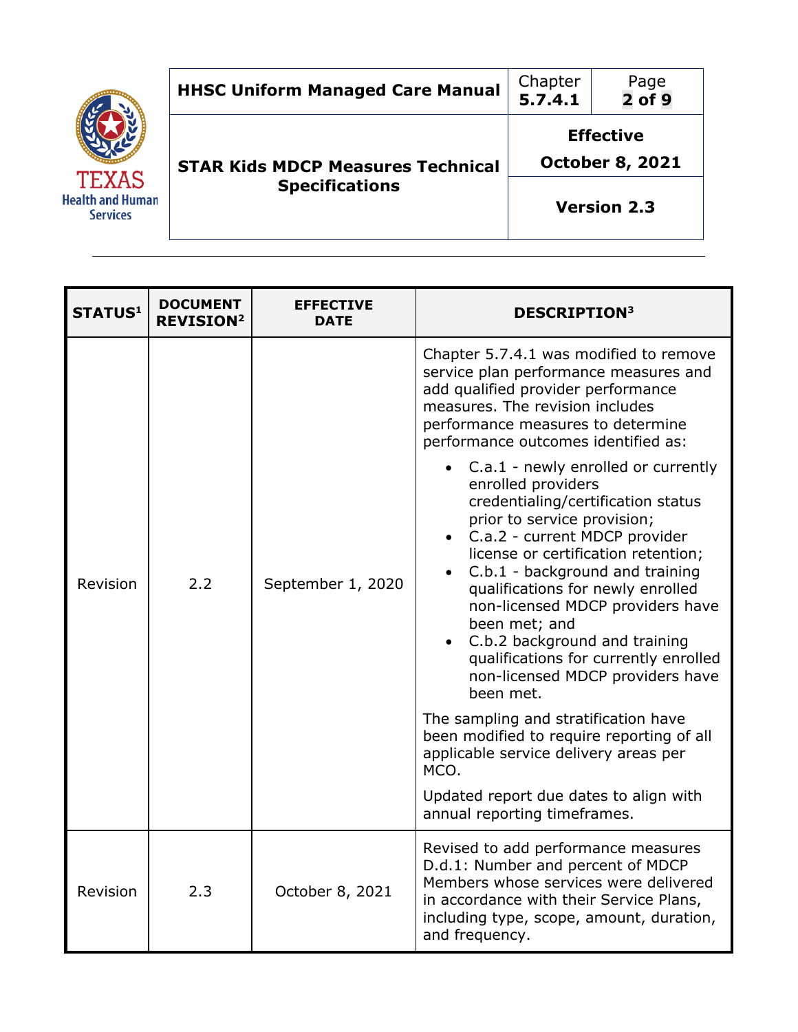| STATUS[1] | DOCUMENT REVISION[2] | EFFECTIVE DATE | DESCRIPTION[3] |
|---|---|---|---|
| Revision | 2.2 | September 1, 2020 | Chapter 5.7.4.1 was modified to remove service plan performance measures and add qualified provider performance measures. The revision includes performance measures to determine performance outcomes identified as:<br>• C.a.1 - newly enrolled or currently enrolled providers credentialing/certification status prior to service provision;<br>• C.a.2 - current MDCP provider license or certification retention;<br>• C.b.1 - background and training qualifications for newly enrolled non-licensed MDCP providers have been met; and<br>• C.b.2 background and training qualifications for currently enrolled non-licensed MDCP providers have been met.<br>The sampling and stratification have been modified to require reporting of all applicable service delivery areas per MCO.<br>Updated report due dates to align with annual reporting timeframes. |
| Revision | 2.3 | October 8, 2021 | Revised to add performance measures D.d.1: Number and percent of MDCP Members whose services were delivered in accordance with their Service Plans, including type, scope, amount, duration, and frequency. |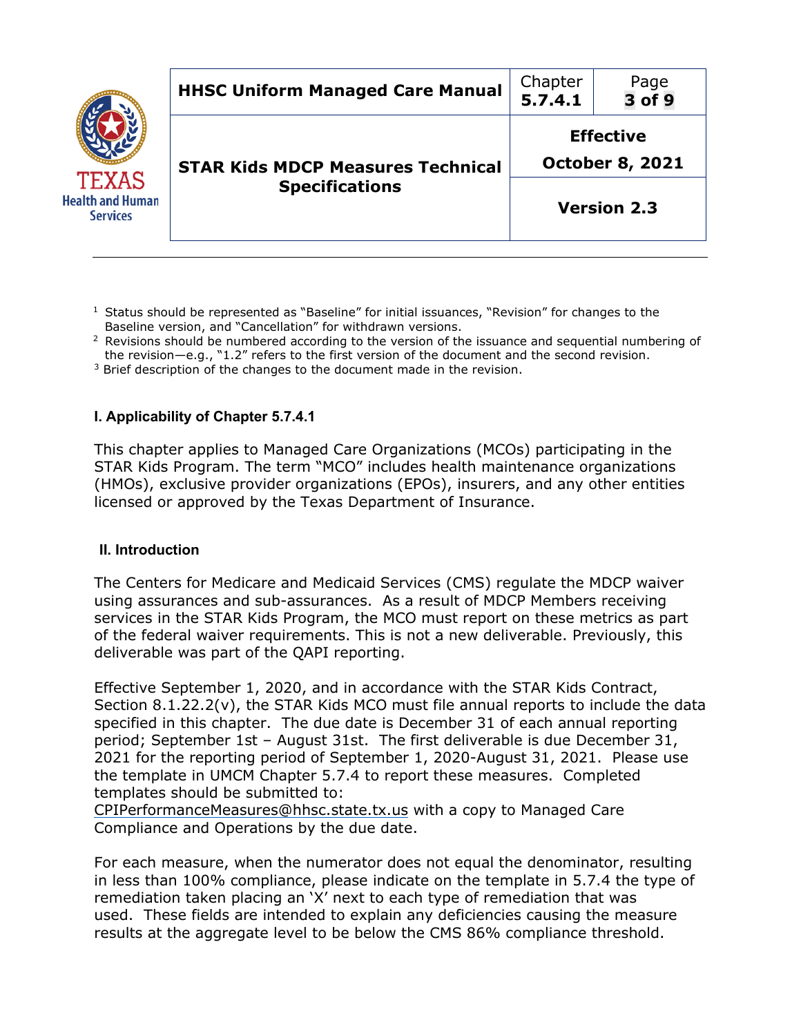[1] Status should be represented as "Baseline" for initial issuances, "Revision" for changes to the Baseline version, and "Cancellation" for withdrawn versions.

[2] Revisions should be numbered according to the version of the issuance and sequential numbering of the revision—e.g., "1.2" refers to the first version of the document and the second revision.

[3] Brief description of the changes to the document made in the revision.

## I. Applicability of Chapter 5.7.4.1

This chapter applies to Managed Care Organizations (MCOs) participating in the STAR Kids Program. The term "MCO" includes health maintenance organizations (HMOs), exclusive provider organizations (EPOs), insurers, and any other entities licensed or approved by the Texas Department of Insurance.

## II. Introduction

The Centers for Medicare and Medicaid Services (CMS) regulate the MDCP waiver using assurances and sub-assurances. As a result of MDCP Members receiving services in the STAR Kids Program, the MCO must report on these metrics as part of the federal waiver requirements. This is not a new deliverable. Previously, this deliverable was part of the QAPI reporting.

Effective September 1, 2020, and in accordance with the STAR Kids Contract, Section 8.1.22.2(v), the STAR Kids MCO must file annual reports to include the data specified in this chapter. The due date is December 31 of each annual reporting period; September 1st – August 31st. The first deliverable is due December 31, 2021 for the reporting period of September 1, 2020-August 31, 2021. Please use the template in UMCM Chapter 5.7.4 to report these measures. Completed templates should be submitted to: CPIPerformanceMeasures@hhsc.state.tx.us with a copy to Managed Care Compliance and Operations by the due date.

For each measure, when the numerator does not equal the denominator, resulting in less than 100% compliance, please indicate on the template in 5.7.4 the type of remediation taken placing an 'X' next to each type of remediation that was used. These fields are intended to explain any deficiencies causing the measure results at the aggregate level to be below the CMS 86% compliance threshold.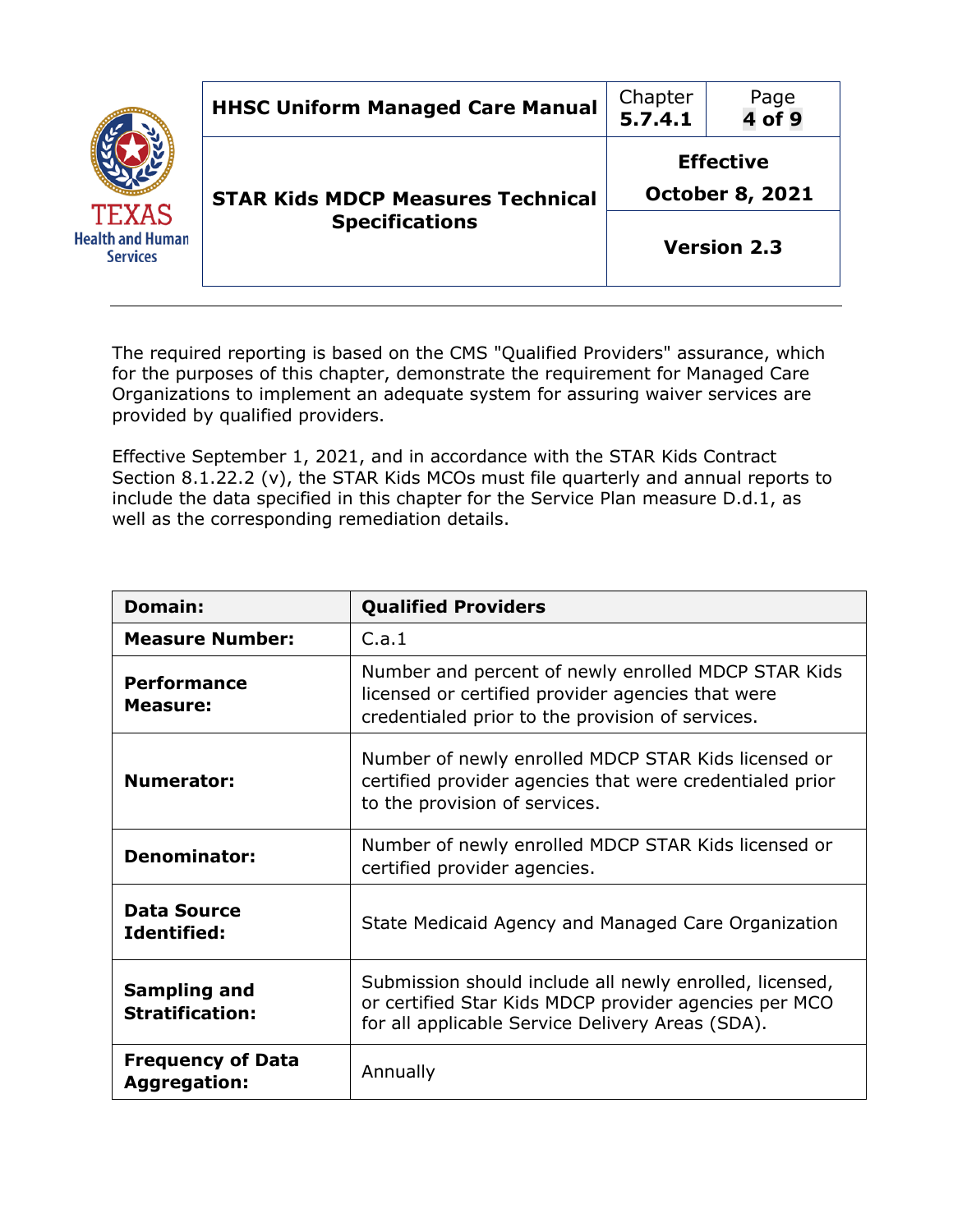The required reporting is based on the CMS "Qualified Providers" assurance, which for the purposes of this chapter, demonstrate the requirement for Managed Care Organizations to implement an adequate system for assuring waiver services are provided by qualified providers.

Effective September 1, 2021, and in accordance with the STAR Kids Contract Section 8.1.22.2 (v), the STAR Kids MCOs must file quarterly and annual reports to include the data specified in this chapter for the Service Plan measure D.d.1, as well as the corresponding remediation details.

| **Domain:** | **Qualified Providers** |
|---|---|
| **Measure Number:** | C.a.1 |
| **Performance Measure:** | Number and percent of newly enrolled MDCP STAR Kids licensed or certified provider agencies that were credentialed prior to the provision of services. |
| **Numerator:** | Number of newly enrolled MDCP STAR Kids licensed or certified provider agencies that were credentialed prior to the provision of services. |
| **Denominator:** | Number of newly enrolled MDCP STAR Kids licensed or certified provider agencies. |
| **Data Source Identified:** | State Medicaid Agency and Managed Care Organization |
| **Sampling and Stratification:** | Submission should include all newly enrolled, licensed, or certified Star Kids MDCP provider agencies per MCO for all applicable Service Delivery Areas (SDA). |
| **Frequency of Data Aggregation:** | Annually |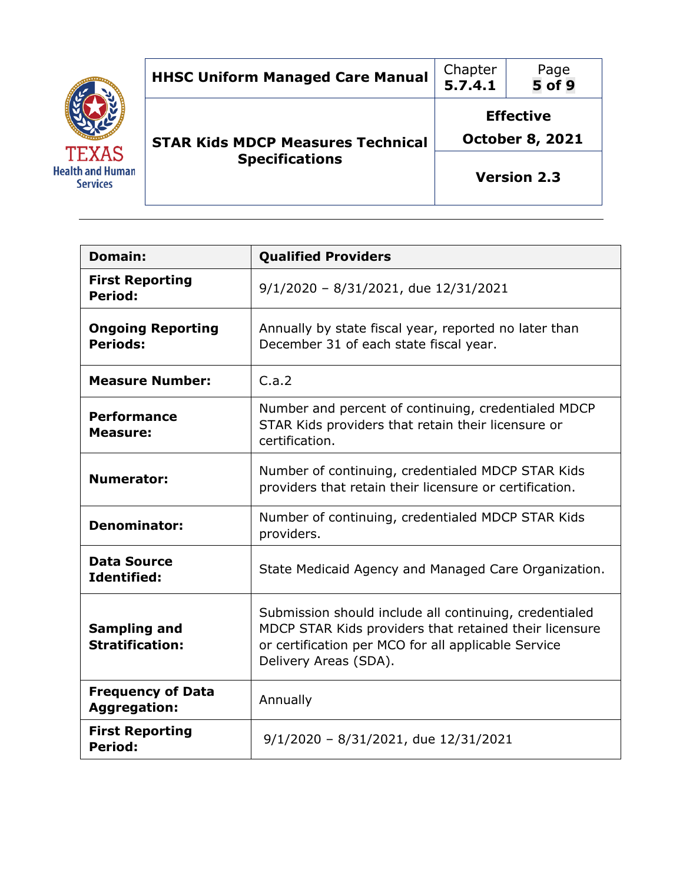| Domain: | Qualified Providers |
|---|---|
| First Reporting Period: | 9/1/2020 – 8/31/2021, due 12/31/2021 |
| Ongoing Reporting Periods: | Annually by state fiscal year, reported no later than December 31 of each state fiscal year. |
| Measure Number: | C.a.2 |
| Performance Measure: | Number and percent of continuing, credentialed MDCP STAR Kids providers that retain their licensure or certification. |
| Numerator: | Number of continuing, credentialed MDCP STAR Kids providers that retain their licensure or certification. |
| Denominator: | Number of continuing, credentialed MDCP STAR Kids providers. |
| Data Source Identified: | State Medicaid Agency and Managed Care Organization. |
| Sampling and Stratification: | Submission should include all continuing, credentialed MDCP STAR Kids providers that retained their licensure or certification per MCO for all applicable Service Delivery Areas (SDA). |
| Frequency of Data Aggregation: | Annually |
| First Reporting Period: | 9/1/2020 – 8/31/2021, due 12/31/2021 |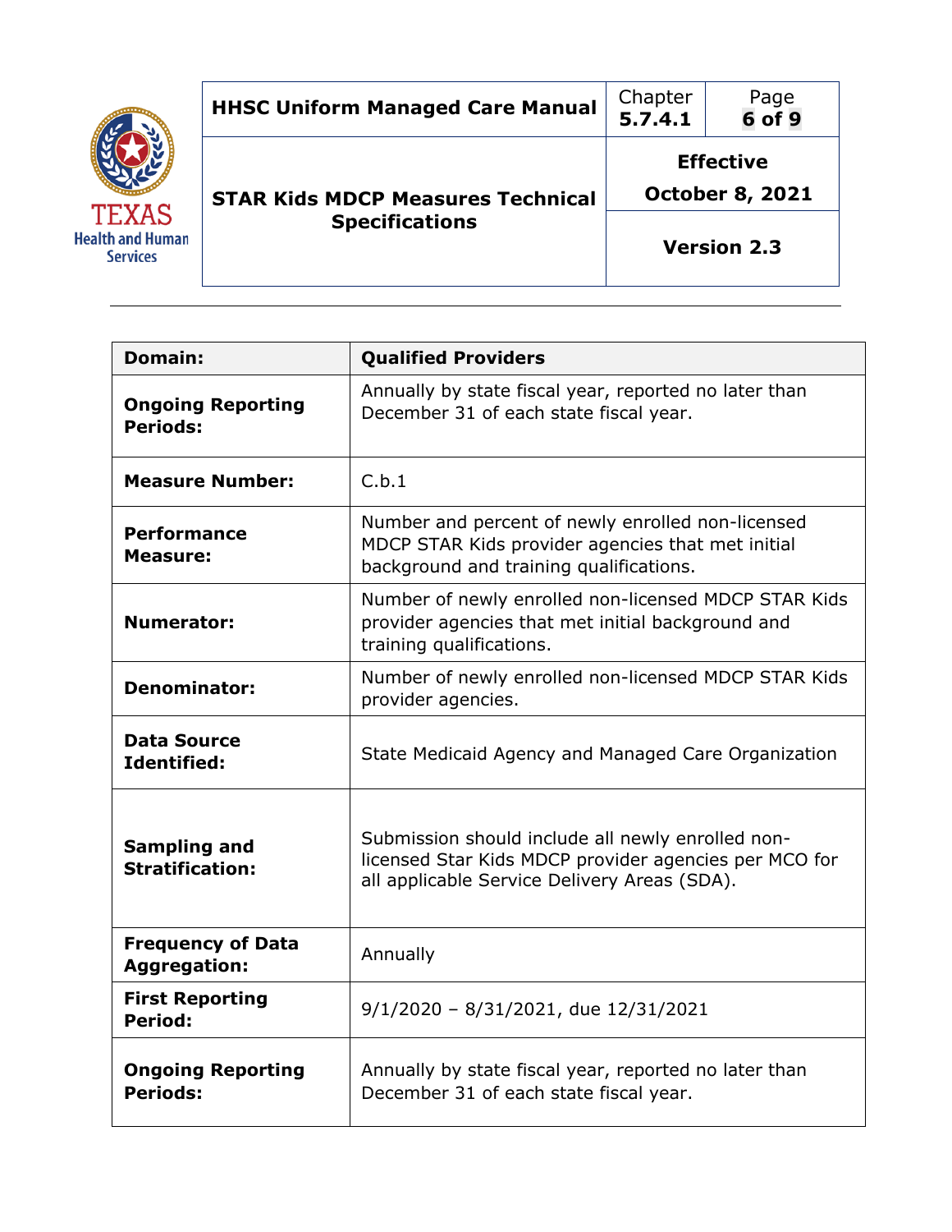| Domain: | Qualified Providers |
|---|---|
| **Ongoing Reporting Periods:** | Annually by state fiscal year, reported no later than December 31 of each state fiscal year. |
| **Measure Number:** | C.b.1 |
| **Performance Measure:** | Number and percent of newly enrolled non-licensed MDCP STAR Kids provider agencies that met initial background and training qualifications. |
| **Numerator:** | Number of newly enrolled non-licensed MDCP STAR Kids provider agencies that met initial background and training qualifications. |
| **Denominator:** | Number of newly enrolled non-licensed MDCP STAR Kids provider agencies. |
| **Data Source Identified:** | State Medicaid Agency and Managed Care Organization |
| **Sampling and Stratification:** | Submission should include all newly enrolled non-licensed Star Kids MDCP provider agencies per MCO for all applicable Service Delivery Areas (SDA). |
| **Frequency of Data Aggregation:** | Annually |
| **First Reporting Period:** | 9/1/2020 – 8/31/2021, due 12/31/2021 |
| **Ongoing Reporting Periods:** | Annually by state fiscal year, reported no later than December 31 of each state fiscal year. |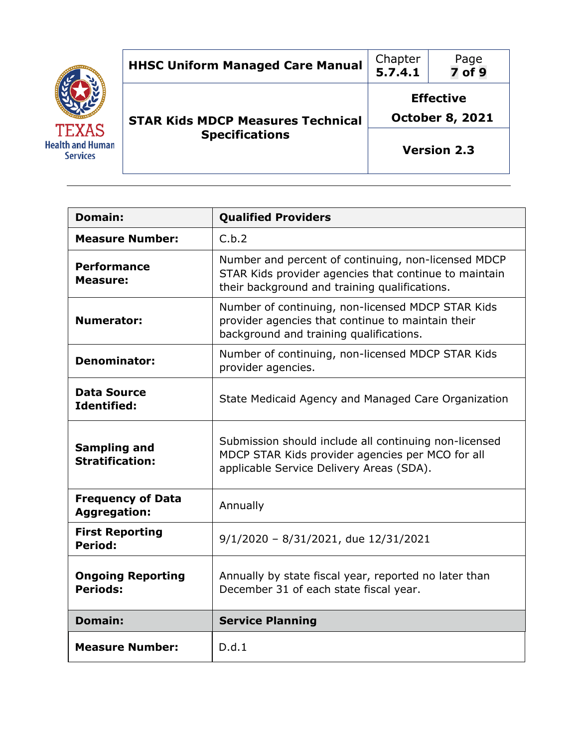| Domain: | Qualified Providers |
|---|---|
| **Measure Number:** | C.b.2 |
| **Performance Measure:** | Number and percent of continuing, non-licensed MDCP STAR Kids provider agencies that continue to maintain their background and training qualifications. |
| **Numerator:** | Number of continuing, non-licensed MDCP STAR Kids provider agencies that continue to maintain their background and training qualifications. |
| **Denominator:** | Number of continuing, non-licensed MDCP STAR Kids provider agencies. |
| **Data Source Identified:** | State Medicaid Agency and Managed Care Organization |
| **Sampling and Stratification:** | Submission should include all continuing non-licensed MDCP STAR Kids provider agencies per MCO for all applicable Service Delivery Areas (SDA). |
| **Frequency of Data Aggregation:** | Annually |
| **First Reporting Period:** | 9/1/2020 – 8/31/2021, due 12/31/2021 |
| **Ongoing Reporting Periods:** | Annually by state fiscal year, reported no later than December 31 of each state fiscal year. |
| **Domain:** | **Service Planning** |
| **Measure Number:** | D.d.1 |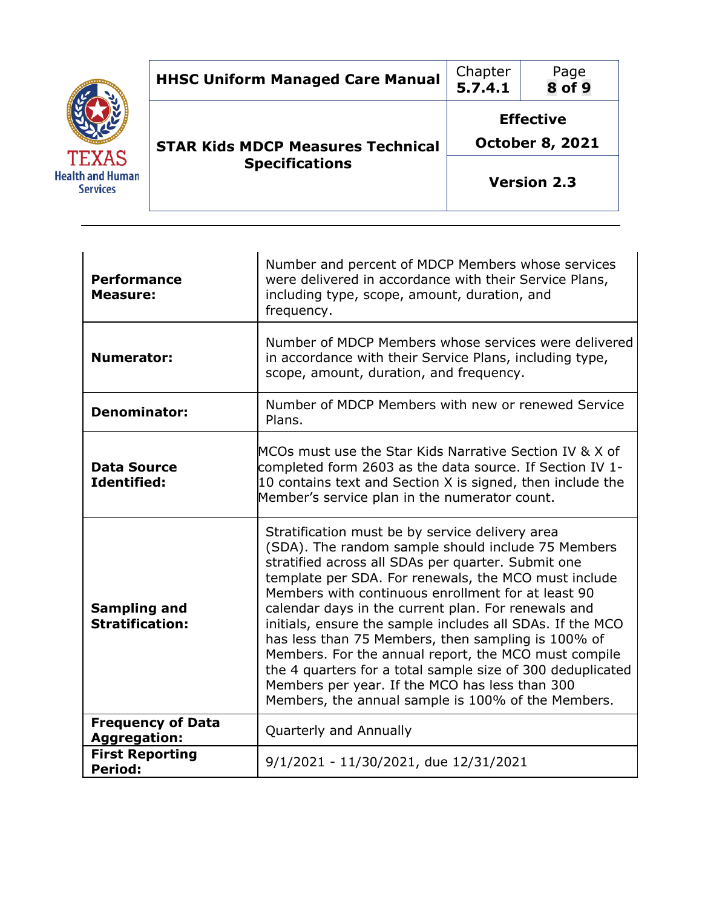| | |
|---|---|
| **Performance Measure:** | Number and percent of MDCP Members whose services were delivered in accordance with their Service Plans, including type, scope, amount, duration, and frequency. |
| **Numerator:** | Number of MDCP Members whose services were delivered in accordance with their Service Plans, including type, scope, amount, duration, and frequency. |
| **Denominator:** | Number of MDCP Members with new or renewed Service Plans. |
| **Data Source Identified:** | MCOs must use the Star Kids Narrative Section IV & X of completed form 2603 as the data source. If Section IV 1-10 contains text and Section X is signed, then include the Member's service plan in the numerator count. |
| **Sampling and Stratification:** | Stratification must be by service delivery area (SDA). The random sample should include 75 Members stratified across all SDAs per quarter. Submit one template per SDA. For renewals, the MCO must include Members with continuous enrollment for at least 90 calendar days in the current plan. For renewals and initials, ensure the sample includes all SDAs. If the MCO has less than 75 Members, then sampling is 100% of Members. For the annual report, the MCO must compile the 4 quarters for a total sample size of 300 deduplicated Members per year. If the MCO has less than 300 Members, the annual sample is 100% of the Members. |
| **Frequency of Data Aggregation:** | Quarterly and Annually |
| **First Reporting Period:** | 9/1/2021 - 11/30/2021, due 12/31/2021 |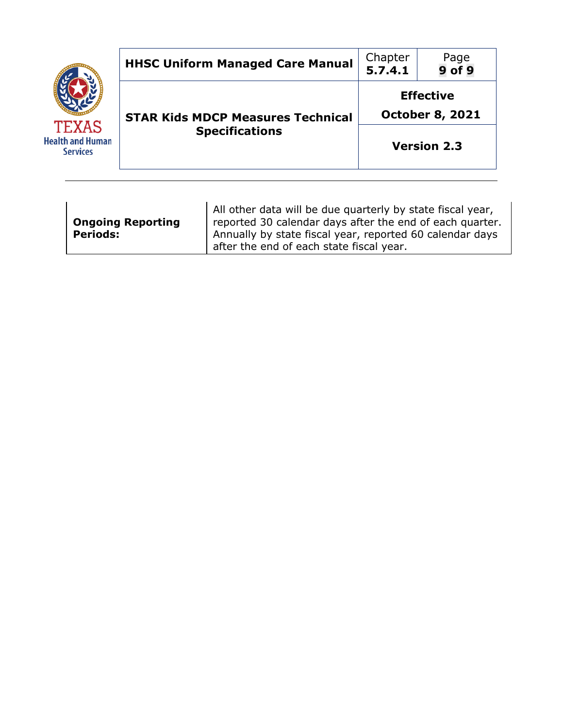| | |
|---|---|
| **Ongoing Reporting Periods:** | All other data will be due quarterly by state fiscal year, reported 30 calendar days after the end of each quarter. Annually by state fiscal year, reported 60 calendar days after the end of each state fiscal year. |